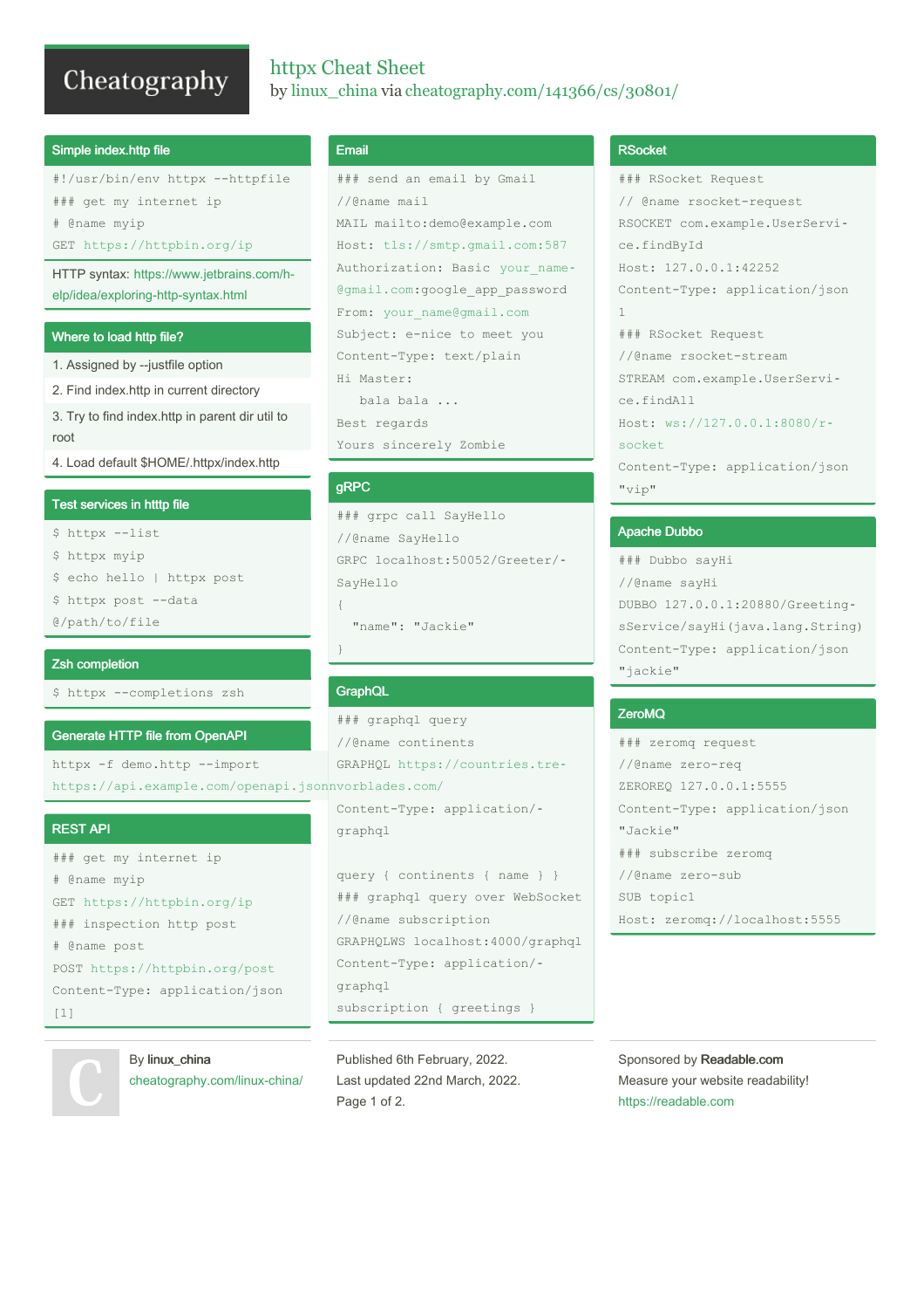# httpx Cheat Sheet

by linux_china via cheatography.com/141366/cs/30801/

## Simple index.http file

```
#!/usr/bin/env httpx --httpfile
### get my internet ip
# @name myip
GET https://httpbin.org/ip
```

HTTP syntax: https://www.jetbrains.com/help/idea/exploring-http-syntax.html

## Where to load http file?

1. Assigned by --justfile option
2. Find index.http in current directory
3. Try to find index.http in parent dir util to root
4. Load default $HOME/.httpx/index.http

## Test services in http file

```
$ httpx --list
$ httpx myip
$ echo hello | httpx post
$ httpx post --data @/path/to/file
```

## Zsh completion

```
$ httpx --completions zsh
```

## Generate HTTP file from OpenAPI

```
httpx -f demo.http --import https://api.example.com/openapi.json
```

## REST API

```
### get my internet ip
# @name myip
GET https://httpbin.org/ip
### inspection http post
# @name post
POST https://httpbin.org/post
Content-Type: application/json
[1]
```

## Email

```
### send an email by Gmail
//@name mail
MAIL mailto:demo@example.com
Host: tls://smtp.gmail.com:587
Authorization: Basic your_name@gmail.com:google_app_password
From: your_name@gmail.com
Subject: e-nice to meet you
Content-Type: text/plain
Hi Master:
   bala bala ...
Best regards
Yours sincerely Zombie
```

## gRPC

```
### grpc call SayHello
//@name SayHello
GRPC localhost:50052/Greeter/SayHello
{
  "name": "Jackie"
}
```

## GraphQL

```
### graphql query
//@name continents
GRAPHQL https://countries.trevorblades.com/
Content-Type: application/graphql

query { continents { name } }
### graphql query over WebSocket
//@name subscription
GRAPHQLWS localhost:4000/graphql
Content-Type: application/graphql
subscription { greetings }
```

## RSocket

```
### RSocket Request
// @name rsocket-request
RSOCKET com.example.UserService.findById
Host: 127.0.0.1:42252
Content-Type: application/json
1
### RSocket Request
//@name rsocket-stream
STREAM com.example.UserService.findAll
Host: ws://127.0.0.1:8080/rsocket
Content-Type: application/json
"vip"
```

## Apache Dubbo

```
### Dubbo sayHi
//@name sayHi
DUBBO 127.0.0.1:20880/GreetingsService/sayHi(java.lang.String)
Content-Type: application/json
"jackie"
```

## ZeroMQ

```
### zeromq request
//@name zero-req
ZEROREQ 127.0.0.1:5555
Content-Type: application/json
"Jackie"
### subscribe zeromq
//@name zero-sub
SUB topic1
Host: zeromq://localhost:5555
```

By **linux_china**
cheatography.com/linux-china/

Published 6th February, 2022.
Last updated 22nd March, 2022.

Sponsored by **Readable.com**
Measure your website readability!
https://readable.com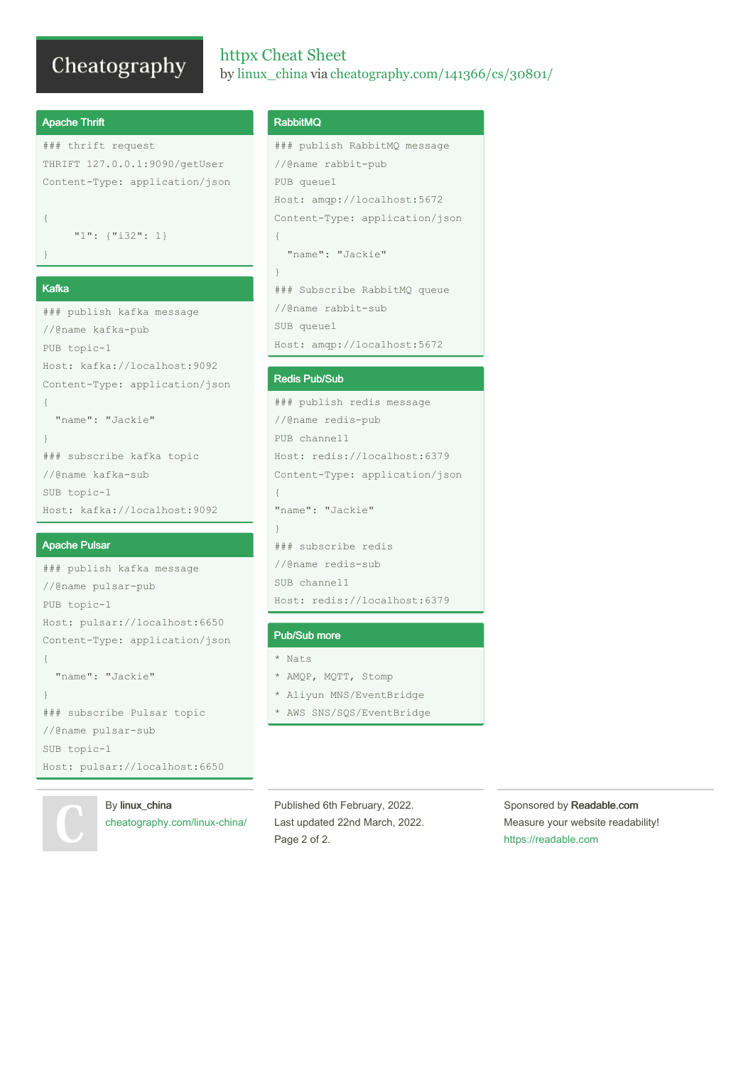## Apache Thrift

```
### thrift request
THRIFT 127.0.0.1:9090/getUser
Content-Type: application/json

{
     "1": {"i32": 1}
}
```

## Kafka

```
### publish kafka message
//@name kafka-pub
PUB topic-1
Host: kafka://localhost:9092
Content-Type: application/json
{
  "name": "Jackie"
}
### subscribe kafka topic
//@name kafka-sub
SUB topic-1
Host: kafka://localhost:9092
```

## Apache Pulsar

```
### publish kafka message
//@name pulsar-pub
PUB topic-1
Host: pulsar://localhost:6650
Content-Type: application/json
{
  "name": "Jackie"
}
### subscribe Pulsar topic
//@name pulsar-sub
SUB topic-1
Host: pulsar://localhost:6650
```

## RabbitMQ

```
### publish RabbitMQ message
//@name rabbit-pub
PUB queue1
Host: amqp://localhost:5672
Content-Type: application/json
{
  "name": "Jackie"
}
### Subscribe RabbitMQ queue
//@name rabbit-sub
SUB queue1
Host: amqp://localhost:5672
```

## Redis Pub/Sub

```
### publish redis message
//@name redis-pub
PUB channel1
Host: redis://localhost:6379
Content-Type: application/json
{
"name": "Jackie"
}
### subscribe redis
//@name redis-sub
SUB channel1
Host: redis://localhost:6379
```

## Pub/Sub more

```
* Nats
* AMQP, MQTT, Stomp
* Aliyun MNS/EventBridge
* AWS SNS/SQS/EventBridge
```